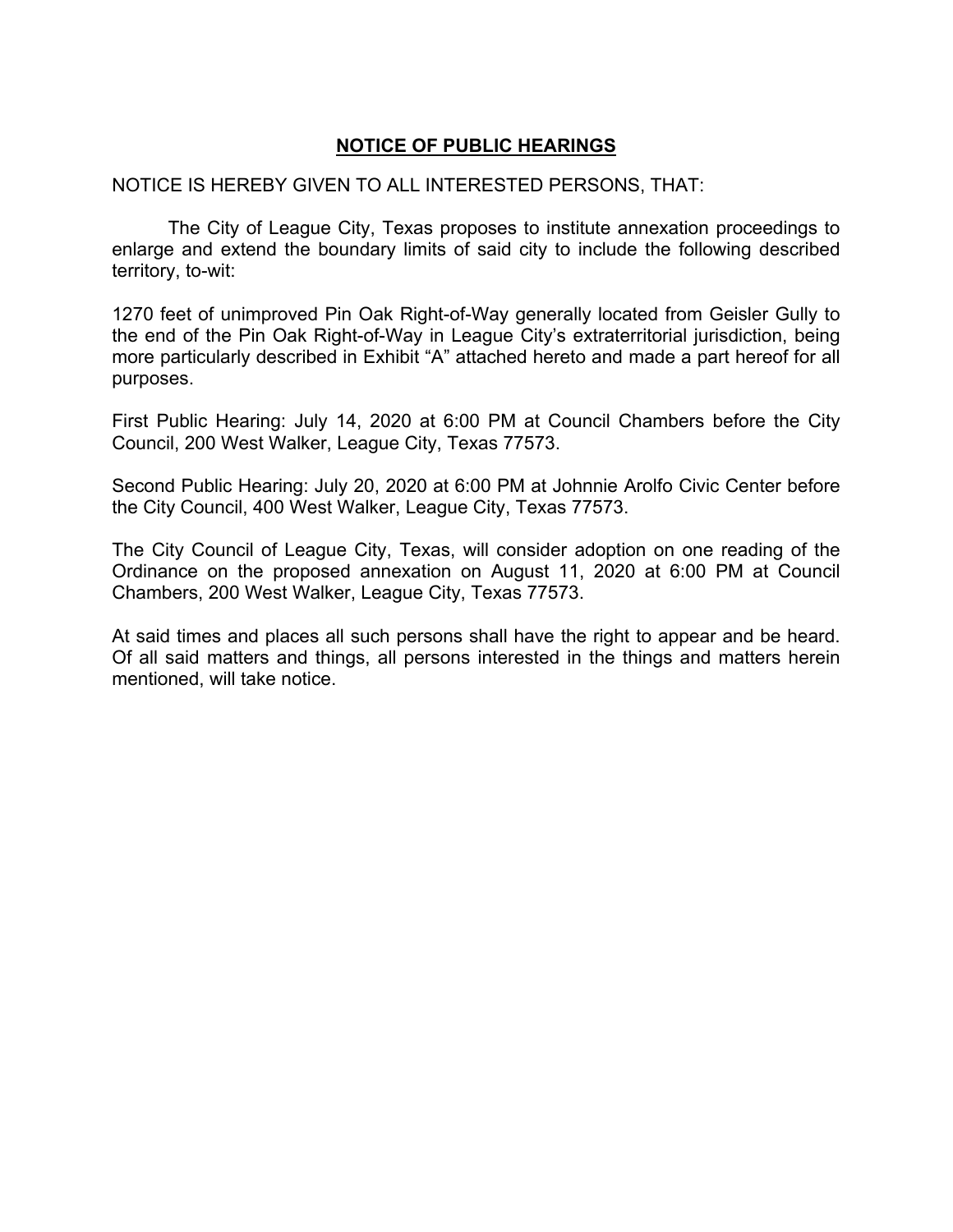## **NOTICE OF PUBLIC HEARINGS**

NOTICE IS HEREBY GIVEN TO ALL INTERESTED PERSONS, THAT:

The City of League City, Texas proposes to institute annexation proceedings to enlarge and extend the boundary limits of said city to include the following described territory, to-wit:

1270 feet of unimproved Pin Oak Right-of-Way generally located from Geisler Gully to the end of the Pin Oak Right-of-Way in League City's extraterritorial jurisdiction, being more particularly described in Exhibit "A" attached hereto and made a part hereof for all purposes.

First Public Hearing: July 14, 2020 at 6:00 PM at Council Chambers before the City Council, 200 West Walker, League City, Texas 77573.

Second Public Hearing: July 20, 2020 at 6:00 PM at Johnnie Arolfo Civic Center before the City Council, 400 West Walker, League City, Texas 77573.

The City Council of League City, Texas, will consider adoption on one reading of the Ordinance on the proposed annexation on August 11, 2020 at 6:00 PM at Council Chambers, 200 West Walker, League City, Texas 77573.

At said times and places all such persons shall have the right to appear and be heard. Of all said matters and things, all persons interested in the things and matters herein mentioned, will take notice.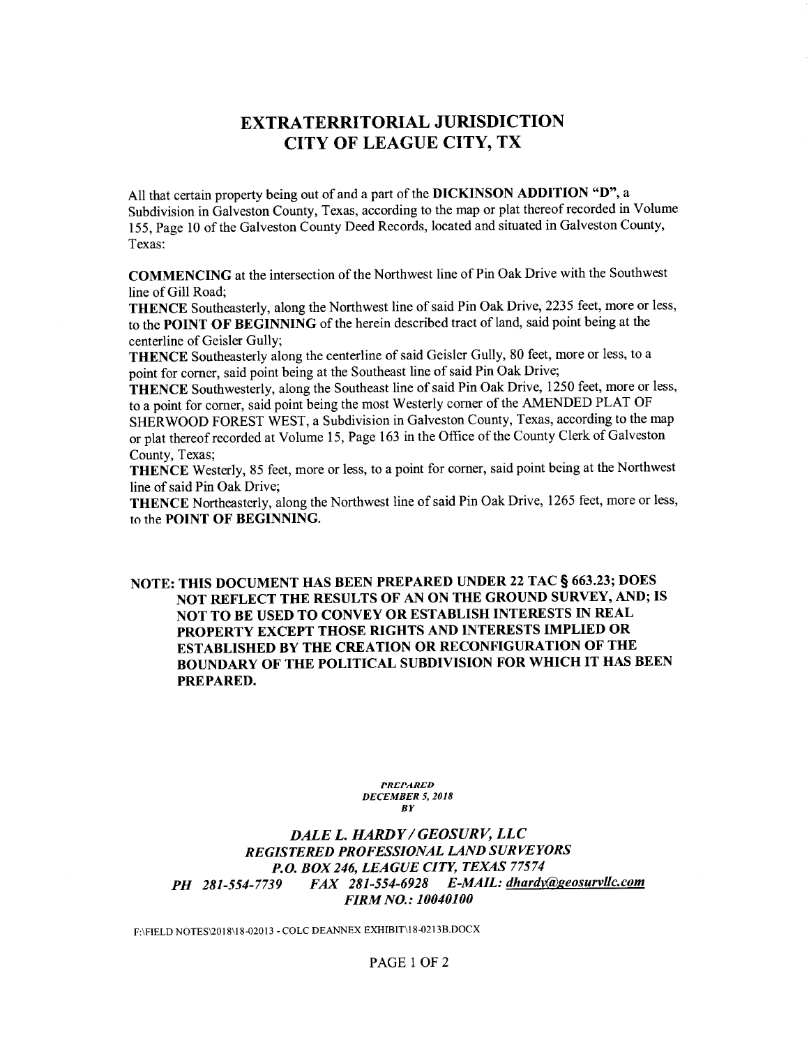# EXTRATERRITORIAL JURISDICTION
# CITY OF LEAGUE CITY, TX

All that certain property being out of and a part of the **DICKINSON ADDITION "D"**, a Subdivision in Galveston County, Texas, according to the map or plat thereof recorded in Volume 155, Page 10 of the Galveston County Deed Records, located and situated in Galveston County, Texas:

**COMMENCING** at the intersection of the Northwest line of Pin Oak Drive with the Southwest line of Gill Road;

**THENCE** Southeasterly, along the Northwest line of said Pin Oak Drive, 2235 feet, more or less, to the **POINT OF BEGINNING** of the herein described tract of land, said point being at the centerline of Geisler Gully;

**THENCE** Southeasterly along the centerline of said Geisler Gully, 80 feet, more or less, to a point for corner, said point being at the Southeast line of said Pin Oak Drive;

**THENCE** Southwesterly, along the Southeast line of said Pin Oak Drive, 1250 feet, more or less, to a point for corner, said point being the most Westerly corner of the AMENDED PLAT OF SHERWOOD FOREST WEST, a Subdivision in Galveston County, Texas, according to the map or plat thereof recorded at Volume 15, Page 163 in the Office of the County Clerk of Galveston County, Texas;

**THENCE** Westerly, 85 feet, more or less, to a point for corner, said point being at the Northwest line of said Pin Oak Drive;

**THENCE** Northeasterly, along the Northwest line of said Pin Oak Drive, 1265 feet, more or less, to the **POINT OF BEGINNING.**

**NOTE: THIS DOCUMENT HAS BEEN PREPARED UNDER 22 TAC § 663.23; DOES NOT REFLECT THE RESULTS OF AN ON THE GROUND SURVEY, AND; IS NOT TO BE USED TO CONVEY OR ESTABLISH INTERESTS IN REAL PROPERTY EXCEPT THOSE RIGHTS AND INTERESTS IMPLIED OR ESTABLISHED BY THE CREATION OR RECONFIGURATION OF THE BOUNDARY OF THE POLITICAL SUBDIVISION FOR WHICH IT HAS BEEN PREPARED.**

***PREPARED***
***DECEMBER 5, 2018***
***BY***

***DALE L. HARDY / GEOSURV, LLC***
***REGISTERED PROFESSIONAL LAND SURVEYORS***
***P.O. BOX 246, LEAGUE CITY, TEXAS 77574***
***PH 281-554-7739 FAX 281-554-6928 E-MAIL: dhardy@geosurvllc.com***
***FIRM NO.: 10040100***

F:\FIELD NOTES\2018\18-02013 - COLC DEANNEX EXHIBIT\18-0213B.DOCX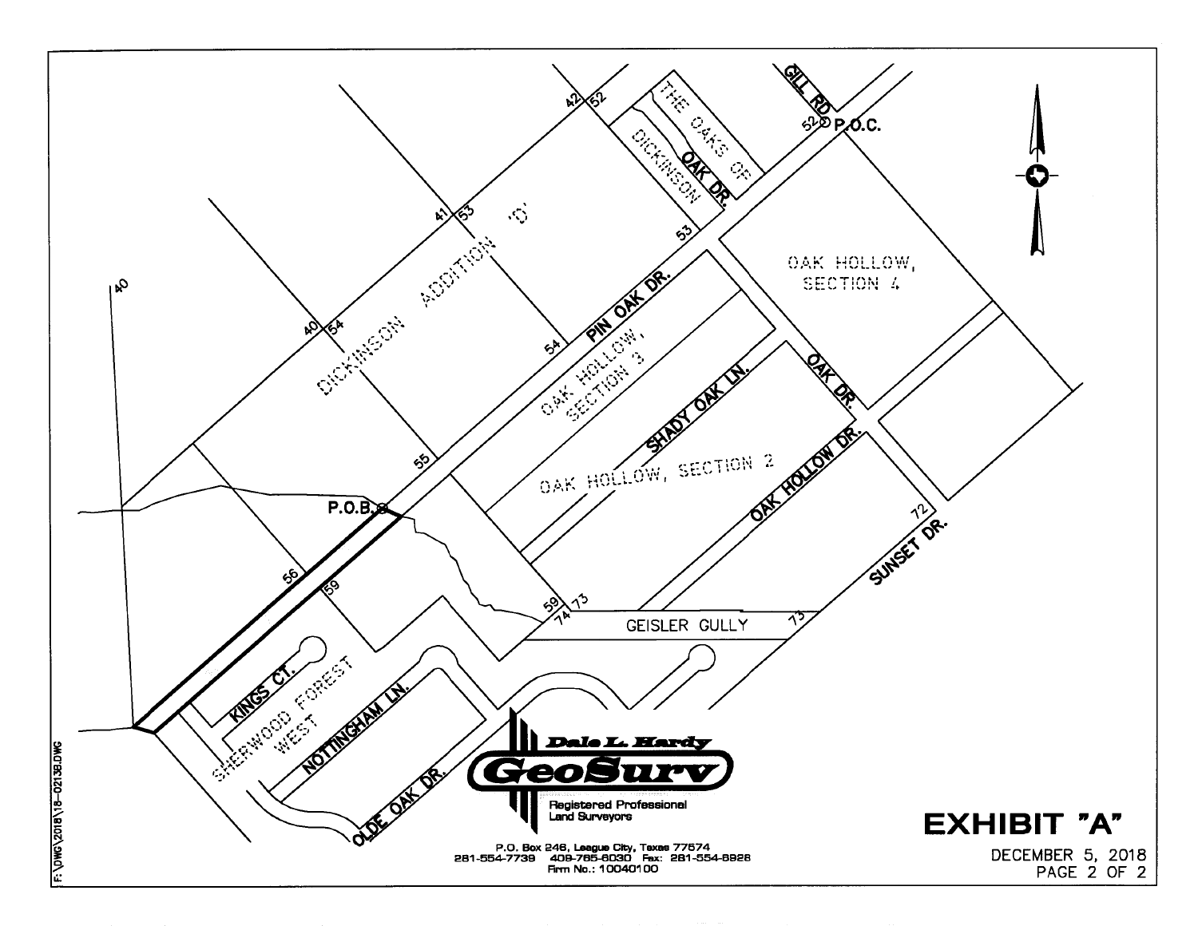THE OAKS OF DICKINSON

OAK DR.

GILL RD

P.O.C.

OAK HOLLOW, SECTION 4

DICKINSON ADDITION 'D'

PIN OAK DR.

OAK HOLLOW, SECTION 3

OAK DR.

SHADY OAK LN.

OAK HOLLOW, SECTION 2

OAK HOLLOW DR.

SUNSET DR.

P.O.B.

GEISLER GULLY

KINGS CT.

SHERWOOD FOREST WEST

NOTTINGHAM LN.

OLDE OAK DR.

40 40 54 41 53 42 52 52 53 54 55 56 59 59 73 74 73 72

Dale L. Hardy
GeoSurv
Registered Professional Land Surveyors
P.O. Box 246, League City, Texas 77574
281-554-7739 409-765-6030 Fax: 281-554-6928
Firm No.: 10040100

# EXHIBIT "A"

DECEMBER 5, 2018

F:\DWG\2018\18-0213B.DWG